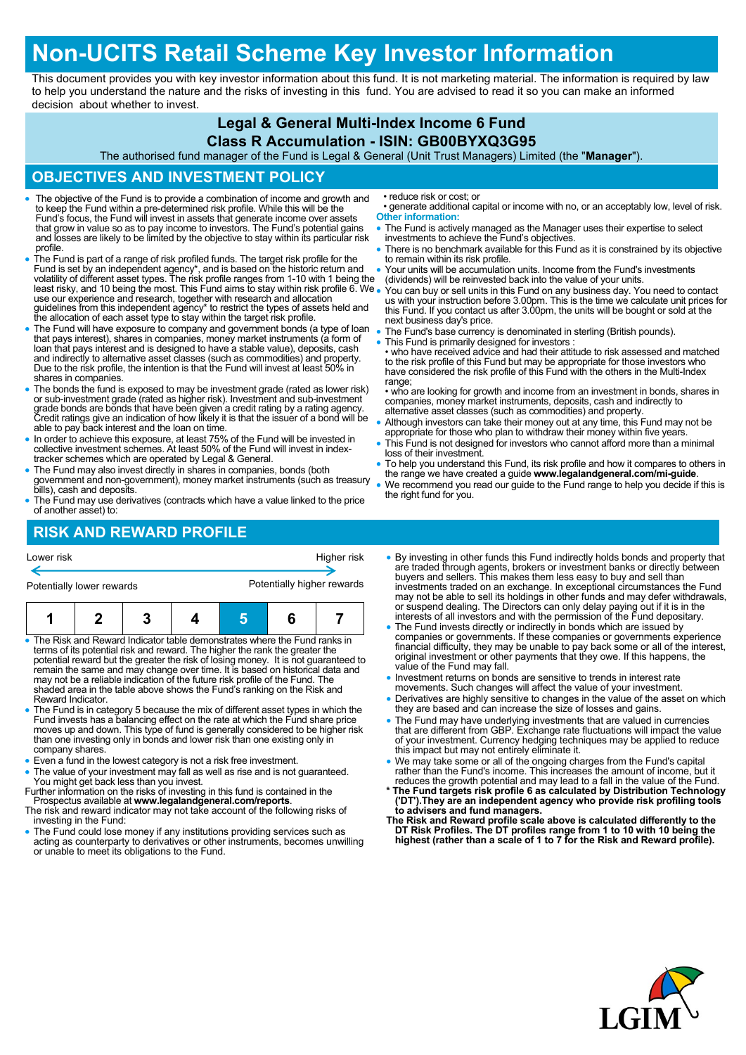# Non-UCITS Retail Scheme Key Investor Information

This document provides you with key investor information about this fund. It is not marketing material. The information is required by law to help you understand the nature and the risks of investing in this fund. You are advised to read it so you can make an informed decision about whether to invest.

## Legal & General Multi-Index Income 6 Fund
## Class R Accumulation - ISIN: GB00BYXQ3G95

The authorised fund manager of the Fund is Legal & General (Unit Trust Managers) Limited (the "**Manager**").

## OBJECTIVES AND INVESTMENT POLICY

- The objective of the Fund is to provide a combination of income and growth and to keep the Fund within a pre-determined risk profile. While this will be the Fund's focus, the Fund will invest in assets that generate income over assets that grow in value so as to pay income to investors. The Fund's potential gains and losses are likely to be limited by the objective to stay within its particular risk profile.
- The Fund is part of a range of risk profiled funds. The target risk profile for the Fund is set by an independent agency*, and is based on the historic return and volatility of different asset types. The risk profile ranges from 1-10 with 1 being the least risky, and 10 being the most. This Fund aims to stay within risk profile 6. We use our experience and research, together with research and allocation guidelines from this independent agency* to restrict the types of assets held and the allocation of each asset type to stay within the target risk profile.
- The Fund will have exposure to company and government bonds (a type of loan that pays interest), shares in companies, money market instruments (a form of loan that pays interest and is designed to have a stable value), deposits, cash and indirectly to alternative asset classes (such as commodities) and property. Due to the risk profile, the intention is that the Fund will invest at least 50% in shares in companies.
- The bonds the fund is exposed to may be investment grade (rated as lower risk) or sub-investment grade (rated as higher risk). Investment and sub-investment grade bonds are bonds that have been given a credit rating by a rating agency. Credit ratings give an indication of how likely it is that the issuer of a bond will be able to pay back interest and the loan on time.
- In order to achieve this exposure, at least 75% of the Fund will be invested in collective investment schemes. At least 50% of the Fund will invest in index-tracker schemes which are operated by Legal & General.
- The Fund may also invest directly in shares in companies, bonds (both government and non-government), money market instruments (such as treasury bills), cash and deposits.
- The Fund may use derivatives (contracts which have a value linked to the price of another asset) to:
  - reduce risk or cost; or
  - generate additional capital or income with no, or an acceptably low, level of risk.

**Other information:**

- The Fund is actively managed as the Manager uses their expertise to select investments to achieve the Fund's objectives.
- There is no benchmark available for this Fund as it is constrained by its objective to remain within its risk profile.
- Your units will be accumulation units. Income from the Fund's investments (dividends) will be reinvested back into the value of your units.
- You can buy or sell units in this Fund on any business day. You need to contact us with your instruction before 3.00pm. This is the time we calculate unit prices for this Fund. If you contact us after 3.00pm, the units will be bought or sold at the next business day's price.
- The Fund's base currency is denominated in sterling (British pounds).
- This Fund is primarily designed for investors :
  - who have received advice and had their attitude to risk assessed and matched to the risk profile of this Fund but may be appropriate for those investors who have considered the risk profile of this Fund with the others in the Multi-Index range;
  - who are looking for growth and income from an investment in bonds, shares in companies, money market instruments, deposits, cash and indirectly to alternative asset classes (such as commodities) and property.
- Although investors can take their money out at any time, this Fund may not be appropriate for those who plan to withdraw their money within five years.
- This Fund is not designed for investors who cannot afford more than a minimal loss of their investment.
- To help you understand this Fund, its risk profile and how it compares to others in the range we have created a guide **www.legalandgeneral.com/mi-guide**.
- We recommend you read our guide to the Fund range to help you decide if this is the right fund for you.

## RISK AND REWARD PROFILE

Lower risk ← → Higher risk

Potentially lower rewards — Potentially higher rewards

| 1 | 2 | 3 | 4 | **5** | 6 | 7 |
|---|---|---|---|---|---|---|

- The Risk and Reward Indicator table demonstrates where the Fund ranks in terms of its potential risk and reward. The higher the rank the greater the potential reward but the greater the risk of losing money. It is not guaranteed to remain the same and may change over time. It is based on historical data and may not be a reliable indication of the future risk profile of the Fund. The shaded area in the table above shows the Fund's ranking on the Risk and Reward Indicator.
- The Fund is in category 5 because the mix of different asset types in which the Fund invests has a balancing effect on the rate at which the Fund share price moves up and down. This type of fund is generally considered to be higher risk than one investing only in bonds and lower risk than one existing only in company shares.
- Even a fund in the lowest category is not a risk free investment.
- The value of your investment may fall as well as rise and is not guaranteed. You might get back less than you invest.

Further information on the risks of investing in this fund is contained in the Prospectus available at **www.legalandgeneral.com/reports**.

The risk and reward indicator may not take account of the following risks of investing in the Fund:

- The Fund could lose money if any institutions providing services such as acting as counterparty to derivatives or other instruments, becomes unwilling or unable to meet its obligations to the Fund.
- By investing in other funds this Fund indirectly holds bonds and property that are traded through agents, brokers or investment banks or directly between buyers and sellers. This makes them less easy to buy and sell than investments traded on an exchange. In exceptional circumstances the Fund may not be able to sell its holdings in other funds and may defer withdrawals, or suspend dealing. The Directors can only delay paying out if it is in the interests of all investors and with the permission of the Fund depositary.
- The Fund invests directly or indirectly in bonds which are issued by companies or governments. If these companies or governments experience financial difficulty, they may be unable to pay back some or all of the interest, original investment or other payments that they owe. If this happens, the value of the Fund may fall.
- Investment returns on bonds are sensitive to trends in interest rate movements. Such changes will affect the value of your investment.
- Derivatives are highly sensitive to changes in the value of the asset on which they are based and can increase the size of losses and gains.
- The Fund may have underlying investments that are valued in currencies that are different from GBP. Exchange rate fluctuations will impact the value of your investment. Currency hedging techniques may be applied to reduce this impact but may not entirely eliminate it.
- We may take some or all of the ongoing charges from the Fund's capital rather than the Fund's income. This increases the amount of income, but it reduces the growth potential and may lead to a fall in the value of the Fund.

**\* The Fund targets risk profile 6 as calculated by Distribution Technology ('DT').They are an independent agency who provide risk profiling tools to advisers and fund managers.**

**The Risk and Reward profile scale above is calculated differently to the DT Risk Profiles. The DT profiles range from 1 to 10 with 10 being the highest (rather than a scale of 1 to 7 for the Risk and Reward profile).**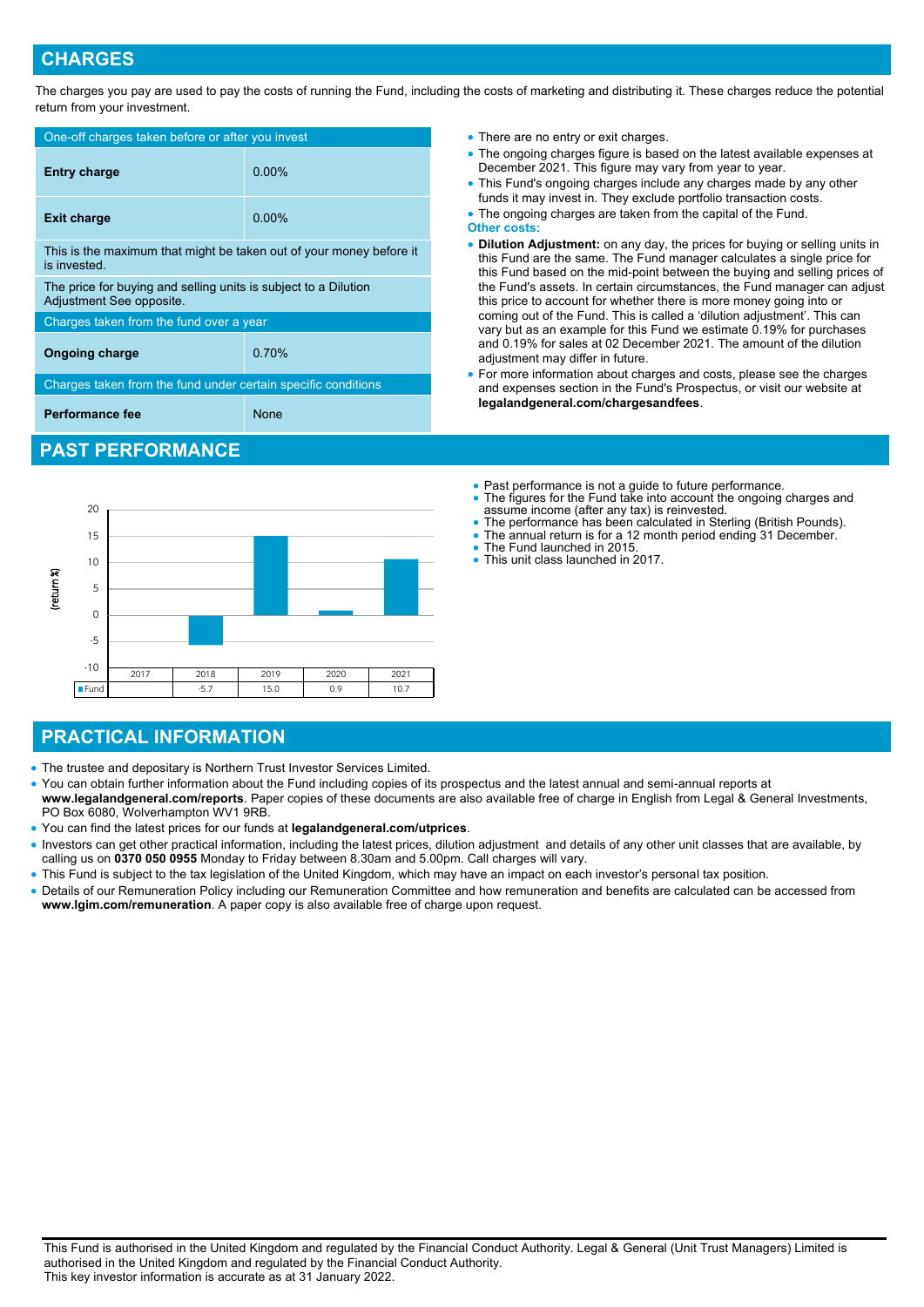## CHARGES

The charges you pay are used to pay the costs of running the Fund, including the costs of marketing and distributing it. These charges reduce the potential return from your investment.

| One-off charges taken before or after you invest | |
|---|---|
| **Entry charge** | 0.00% |
| **Exit charge** | 0.00% |
| This is the maximum that might be taken out of your money before it is invested. | |
| The price for buying and selling units is subject to a Dilution Adjustment See opposite. | |
| Charges taken from the fund over a year | |
| **Ongoing charge** | 0.70% |
| Charges taken from the fund under certain specific conditions | |
| **Performance fee** | None |

- There are no entry or exit charges.
- The ongoing charges figure is based on the latest available expenses at December 2021. This figure may vary from year to year.
- This Fund's ongoing charges include any charges made by any other funds it may invest in. They exclude portfolio transaction costs.
- The ongoing charges are taken from the capital of the Fund.

**Other costs:**

- **Dilution Adjustment:** on any day, the prices for buying or selling units in this Fund are the same. The Fund manager calculates a single price for this Fund based on the mid-point between the buying and selling prices of the Fund's assets. In certain circumstances, the Fund manager can adjust this price to account for whether there is more money going into or coming out of the Fund. This is called a 'dilution adjustment'. This can vary but as an example for this Fund we estimate 0.19% for purchases and 0.19% for sales at 02 December 2021. The amount of the dilution adjustment may differ in future.
- For more information about charges and costs, please see the charges and expenses section in the Fund's Prospectus, or visit our website at **legalandgeneral.com/chargesandfees**.

## PAST PERFORMANCE

(return %)

20
15
10
5
0
-5
-10

2017 2018 2019 2020 2021

Fund -5.7 15.0 0.9 10.7

- Past performance is not a guide to future performance.
- The figures for the Fund take into account the ongoing charges and assume income (after any tax) is reinvested.
- The performance has been calculated in Sterling (British Pounds).
- The annual return is for a 12 month period ending 31 December.
- The Fund launched in 2015.
- This unit class launched in 2017.

## PRACTICAL INFORMATION

- The trustee and depositary is Northern Trust Investor Services Limited.
- You can obtain further information about the Fund including copies of its prospectus and the latest annual and semi-annual reports at **www.legalandgeneral.com/reports**. Paper copies of these documents are also available free of charge in English from Legal & General Investments, PO Box 6080, Wolverhampton WV1 9RB.
- You can find the latest prices for our funds at **legalandgeneral.com/utprices**.
- Investors can get other practical information, including the latest prices, dilution adjustment and details of any other unit classes that are available, by calling us on **0370 050 0955** Monday to Friday between 8.30am and 5.00pm. Call charges will vary.
- This Fund is subject to the tax legislation of the United Kingdom, which may have an impact on each investor's personal tax position.
- Details of our Remuneration Policy including our Remuneration Committee and how remuneration and benefits are calculated can be accessed from **www.lgim.com/remuneration**. A paper copy is also available free of charge upon request.

This Fund is authorised in the United Kingdom and regulated by the Financial Conduct Authority. Legal & General (Unit Trust Managers) Limited is authorised in the United Kingdom and regulated by the Financial Conduct Authority.
This key investor information is accurate as at 31 January 2022.